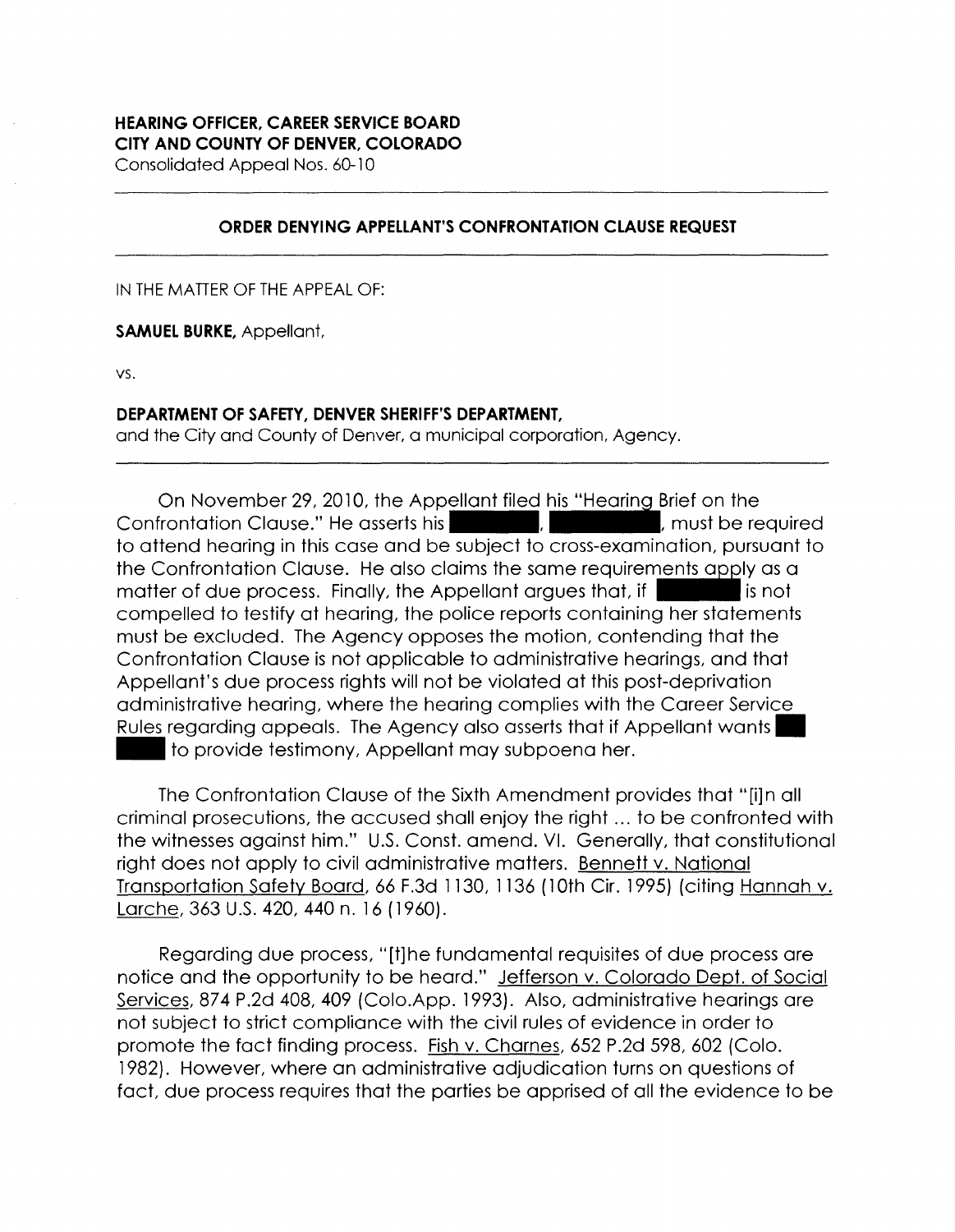**HEARING OFFICER, CAREER SERVICE BOARD**
**CITY AND COUNTY OF DENVER, COLORADO**
Consolidated Appeal Nos. 60-10

---

**ORDER DENYING APPELLANT'S CONFRONTATION CLAUSE REQUEST**

---

IN THE MATTER OF THE APPEAL OF:

**SAMUEL BURKE,** Appellant,

vs.

**DEPARTMENT OF SAFETY, DENVER SHERIFF'S DEPARTMENT,**
and the City and County of Denver, a municipal corporation, Agency.

---

On November 29, 2010, the Appellant filed his "Hearing Brief on the Confrontation Clause." He asserts his ████████, ████████, must be required to attend hearing in this case and be subject to cross-examination, pursuant to the Confrontation Clause. He also claims the same requirements apply as a matter of due process. Finally, the Appellant argues that, if ████████ is not compelled to testify at hearing, the police reports containing her statements must be excluded. The Agency opposes the motion, contending that the Confrontation Clause is not applicable to administrative hearings, and that Appellant's due process rights will not be violated at this post-deprivation administrative hearing, where the hearing complies with the Career Service Rules regarding appeals. The Agency also asserts that if Appellant wants ████ to provide testimony, Appellant may subpoena her.

The Confrontation Clause of the Sixth Amendment provides that "[i]n all criminal prosecutions, the accused shall enjoy the right ... to be confronted with the witnesses against him." U.S. Const. amend. VI. Generally, that constitutional right does not apply to civil administrative matters. Bennett v. National Transportation Safety Board, 66 F.3d 1130, 1136 (10th Cir. 1995) (citing Hannah v. Larche, 363 U.S. 420, 440 n. 16 (1960).

Regarding due process, "[t]he fundamental requisites of due process are notice and the opportunity to be heard." Jefferson v. Colorado Dept. of Social Services, 874 P.2d 408, 409 (Colo.App. 1993). Also, administrative hearings are not subject to strict compliance with the civil rules of evidence in order to promote the fact finding process. Fish v. Charnes, 652 P.2d 598, 602 (Colo. 1982). However, where an administrative adjudication turns on questions of fact, due process requires that the parties be apprised of all the evidence to be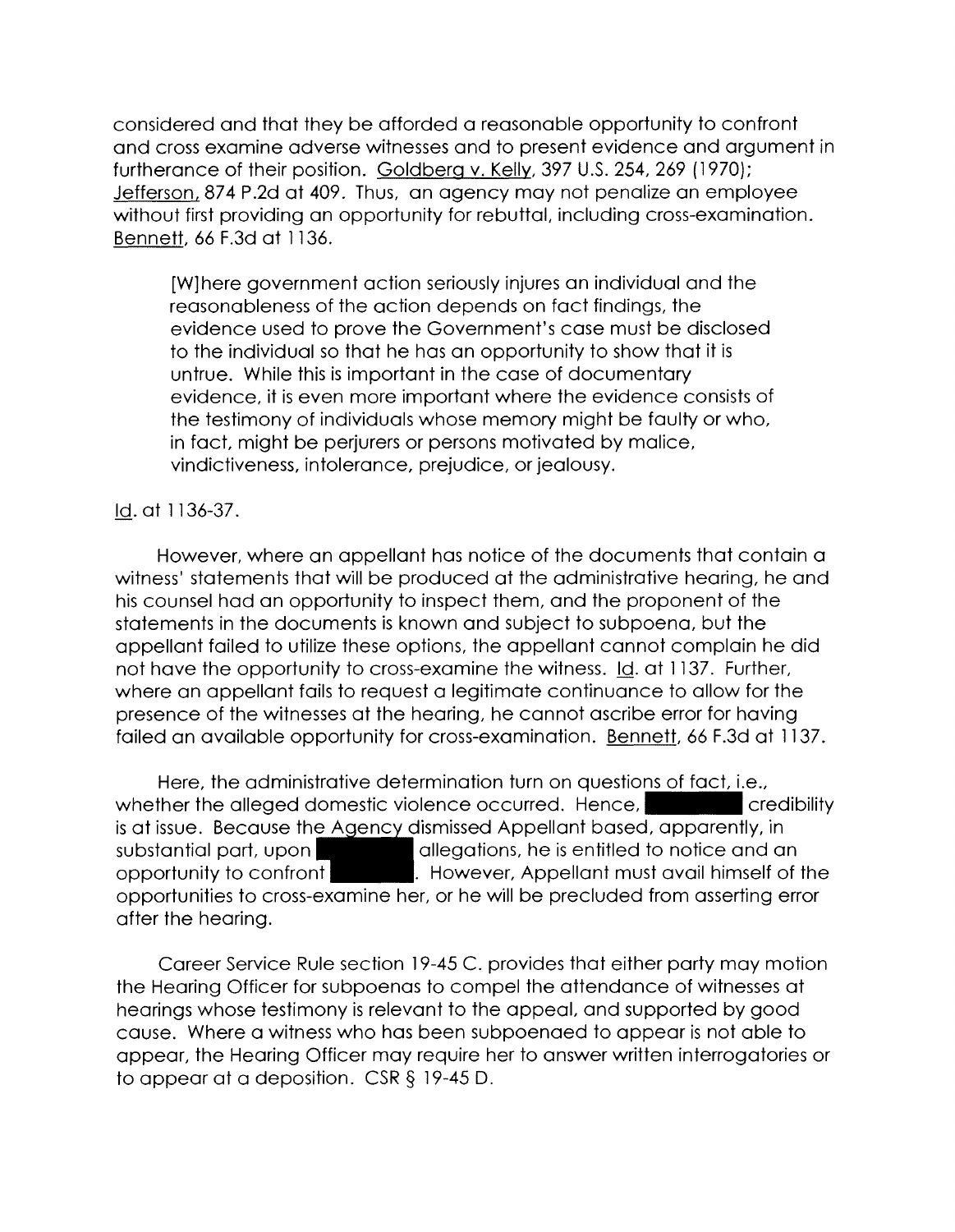considered and that they be afforded a reasonable opportunity to confront and cross examine adverse witnesses and to present evidence and argument in furtherance of their position. Goldberg v. Kelly, 397 U.S. 254, 269 (1970); Jefferson, 874 P.2d at 409. Thus, an agency may not penalize an employee without first providing an opportunity for rebuttal, including cross-examination. Bennett, 66 F.3d at 1136.

> [W]here government action seriously injures an individual and the reasonableness of the action depends on fact findings, the evidence used to prove the Government's case must be disclosed to the individual so that he has an opportunity to show that it is untrue. While this is important in the case of documentary evidence, it is even more important where the evidence consists of the testimony of individuals whose memory might be faulty or who, in fact, might be perjurers or persons motivated by malice, vindictiveness, intolerance, prejudice, or jealousy.

Id. at 1136-37.

However, where an appellant has notice of the documents that contain a witness' statements that will be produced at the administrative hearing, he and his counsel had an opportunity to inspect them, and the proponent of the statements in the documents is known and subject to subpoena, but the appellant failed to utilize these options, the appellant cannot complain he did not have the opportunity to cross-examine the witness. Id. at 1137. Further, where an appellant fails to request a legitimate continuance to allow for the presence of the witnesses at the hearing, he cannot ascribe error for having failed an available opportunity for cross-examination. Bennett, 66 F.3d at 1137.

Here, the administrative determination turn on questions of fact, i.e., whether the alleged domestic violence occurred. Hence, [REDACTED] credibility is at issue. Because the Agency dismissed Appellant based, apparently, in substantial part, upon [REDACTED] allegations, he is entitled to notice and an opportunity to confront [REDACTED]. However, Appellant must avail himself of the opportunities to cross-examine her, or he will be precluded from asserting error after the hearing.

Career Service Rule section 19-45 C. provides that either party may motion the Hearing Officer for subpoenas to compel the attendance of witnesses at hearings whose testimony is relevant to the appeal, and supported by good cause. Where a witness who has been subpoenaed to appear is not able to appear, the Hearing Officer may require her to answer written interrogatories or to appear at a deposition. CSR § 19-45 D.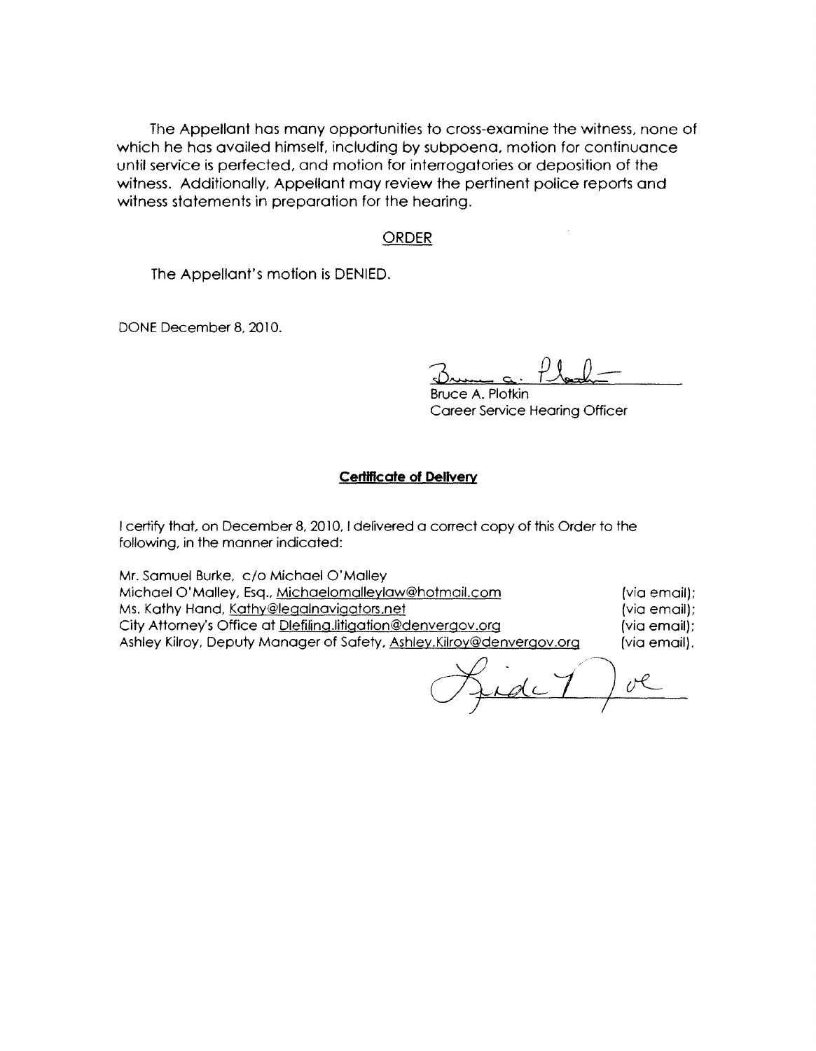The Appellant has many opportunities to cross-examine the witness, none of which he has availed himself, including by subpoena, motion for continuance until service is perfected, and motion for interrogatories or deposition of the witness. Additionally, Appellant may review the pertinent police reports and witness statements in preparation for the hearing.

## ORDER

The Appellant's motion is DENIED.

DONE December 8, 2010.

Bruce A. Plotkin
Career Service Hearing Officer

**Certificate of Delivery**

I certify that, on December 8, 2010, I delivered a correct copy of this Order to the following, in the manner indicated:

Mr. Samuel Burke, c/o Michael O'Malley
Michael O'Malley, Esq., Michaelomalleylaw@hotmail.com (via email);
Ms. Kathy Hand, Kathy@legalnavigators.net (via email);
City Attorney's Office at Dlefiling.litigation@denvergov.org (via email);
Ashley Kilroy, Deputy Manager of Safety, Ashley.Kilroy@denvergov.org (via email).